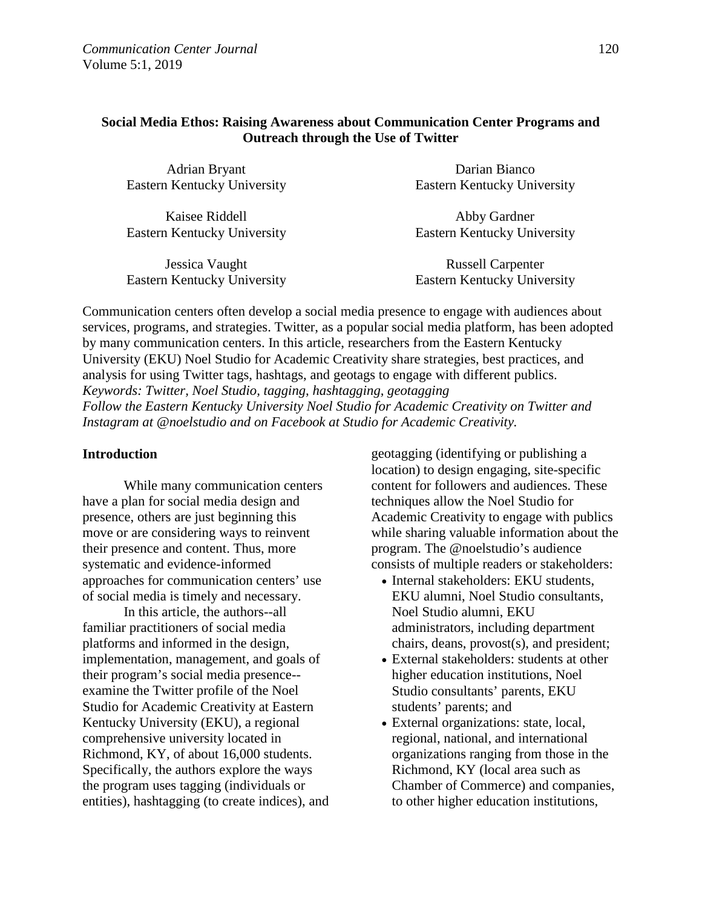# Social Media Ethos: Raising Awareness about Communication Center Programs and Outreach through the Use of Twitter

Adrian Bryant
Eastern Kentucky University

Darian Bianco
Eastern Kentucky University

Kaisee Riddell
Eastern Kentucky University

Abby Gardner
Eastern Kentucky University

Jessica Vaught
Eastern Kentucky University

Russell Carpenter
Eastern Kentucky University

Communication centers often develop a social media presence to engage with audiences about services, programs, and strategies. Twitter, as a popular social media platform, has been adopted by many communication centers. In this article, researchers from the Eastern Kentucky University (EKU) Noel Studio for Academic Creativity share strategies, best practices, and analysis for using Twitter tags, hashtags, and geotags to engage with different publics.

*Keywords: Twitter, Noel Studio, tagging, hashtagging, geotagging*

*Follow the Eastern Kentucky University Noel Studio for Academic Creativity on Twitter and Instagram at @noelstudio and on Facebook at Studio for Academic Creativity.*

## Introduction

While many communication centers have a plan for social media design and presence, others are just beginning this move or are considering ways to reinvent their presence and content. Thus, more systematic and evidence-informed approaches for communication centers' use of social media is timely and necessary.

In this article, the authors--all familiar practitioners of social media platforms and informed in the design, implementation, management, and goals of their program's social media presence--examine the Twitter profile of the Noel Studio for Academic Creativity at Eastern Kentucky University (EKU), a regional comprehensive university located in Richmond, KY, of about 16,000 students. Specifically, the authors explore the ways the program uses tagging (individuals or entities), hashtagging (to create indices), and geotagging (identifying or publishing a location) to design engaging, site-specific content for followers and audiences. These techniques allow the Noel Studio for Academic Creativity to engage with publics while sharing valuable information about the program. The @noelstudio's audience consists of multiple readers or stakeholders:

- Internal stakeholders: EKU students, EKU alumni, Noel Studio consultants, Noel Studio alumni, EKU administrators, including department chairs, deans, provost(s), and president;
- External stakeholders: students at other higher education institutions, Noel Studio consultants' parents, EKU students' parents; and
- External organizations: state, local, regional, national, and international organizations ranging from those in the Richmond, KY (local area such as Chamber of Commerce) and companies, to other higher education institutions,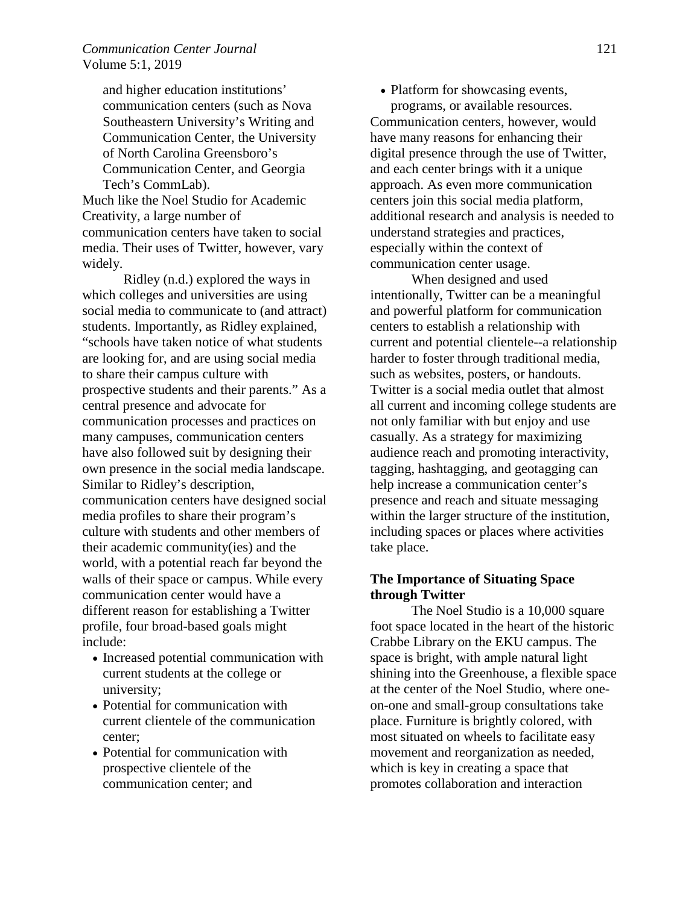and higher education institutions' communication centers (such as Nova Southeastern University's Writing and Communication Center, the University of North Carolina Greensboro's Communication Center, and Georgia Tech's CommLab).

Much like the Noel Studio for Academic Creativity, a large number of communication centers have taken to social media. Their uses of Twitter, however, vary widely.

Ridley (n.d.) explored the ways in which colleges and universities are using social media to communicate to (and attract) students. Importantly, as Ridley explained, "schools have taken notice of what students are looking for, and are using social media to share their campus culture with prospective students and their parents." As a central presence and advocate for communication processes and practices on many campuses, communication centers have also followed suit by designing their own presence in the social media landscape. Similar to Ridley's description, communication centers have designed social media profiles to share their program's culture with students and other members of their academic community(ies) and the world, with a potential reach far beyond the walls of their space or campus. While every communication center would have a different reason for establishing a Twitter profile, four broad-based goals might include:

- Increased potential communication with current students at the college or university;
- Potential for communication with current clientele of the communication center;
- Potential for communication with prospective clientele of the communication center; and
- Platform for showcasing events, programs, or available resources.

Communication centers, however, would have many reasons for enhancing their digital presence through the use of Twitter, and each center brings with it a unique approach. As even more communication centers join this social media platform, additional research and analysis is needed to understand strategies and practices, especially within the context of communication center usage.

When designed and used intentionally, Twitter can be a meaningful and powerful platform for communication centers to establish a relationship with current and potential clientele--a relationship harder to foster through traditional media, such as websites, posters, or handouts. Twitter is a social media outlet that almost all current and incoming college students are not only familiar with but enjoy and use casually. As a strategy for maximizing audience reach and promoting interactivity, tagging, hashtagging, and geotagging can help increase a communication center's presence and reach and situate messaging within the larger structure of the institution, including spaces or places where activities take place.

## The Importance of Situating Space through Twitter

The Noel Studio is a 10,000 square foot space located in the heart of the historic Crabbe Library on the EKU campus. The space is bright, with ample natural light shining into the Greenhouse, a flexible space at the center of the Noel Studio, where one-on-one and small-group consultations take place. Furniture is brightly colored, with most situated on wheels to facilitate easy movement and reorganization as needed, which is key in creating a space that promotes collaboration and interaction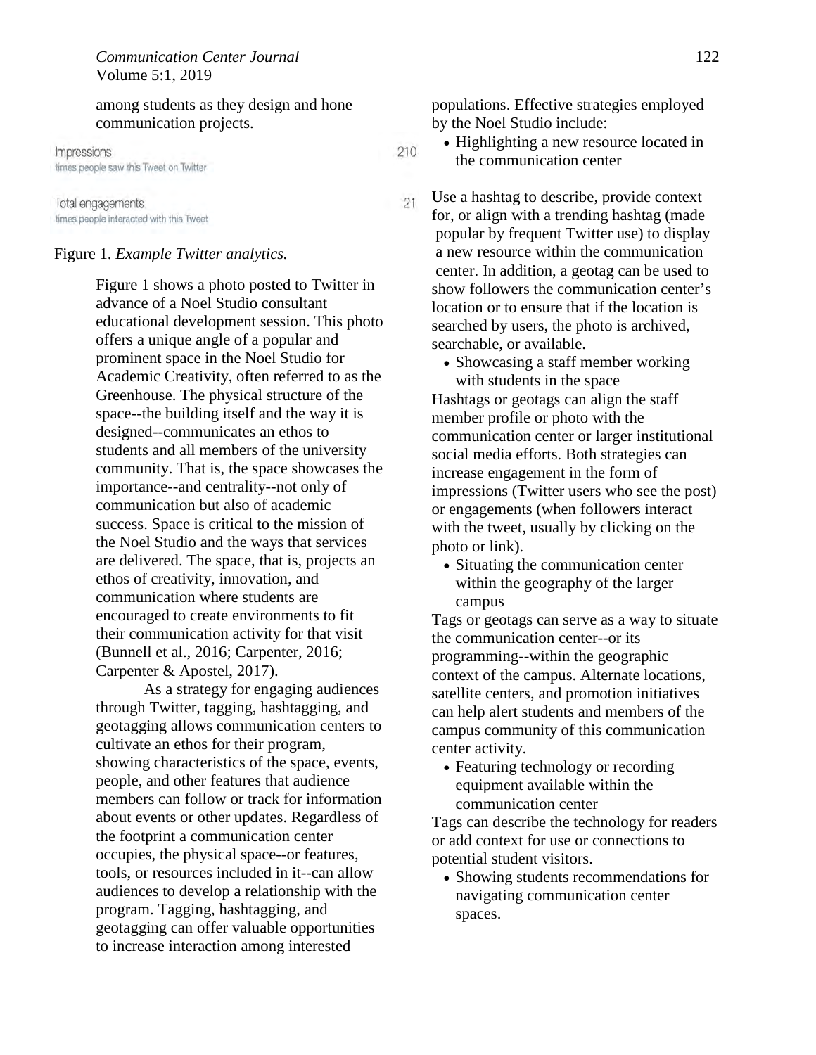among students as they design and hone communication projects.

| | |
|---|---|
| Impressions<br>times people saw this Tweet on Twitter | 210 |
| Total engagements<br>times people interacted with this Tweet | 21 |

Figure 1. *Example Twitter analytics.*

Figure 1 shows a photo posted to Twitter in advance of a Noel Studio consultant educational development session. This photo offers a unique angle of a popular and prominent space in the Noel Studio for Academic Creativity, often referred to as the Greenhouse. The physical structure of the space--the building itself and the way it is designed--communicates an ethos to students and all members of the university community. That is, the space showcases the importance--and centrality--not only of communication but also of academic success. Space is critical to the mission of the Noel Studio and the ways that services are delivered. The space, that is, projects an ethos of creativity, innovation, and communication where students are encouraged to create environments to fit their communication activity for that visit (Bunnell et al., 2016; Carpenter, 2016; Carpenter & Apostel, 2017).

As a strategy for engaging audiences through Twitter, tagging, hashtagging, and geotagging allows communication centers to cultivate an ethos for their program, showing characteristics of the space, events, people, and other features that audience members can follow or track for information about events or other updates. Regardless of the footprint a communication center occupies, the physical space--or features, tools, or resources included in it--can allow audiences to develop a relationship with the program. Tagging, hashtagging, and geotagging can offer valuable opportunities to increase interaction among interested populations. Effective strategies employed by the Noel Studio include:

- Highlighting a new resource located in the communication center

Use a hashtag to describe, provide context for, or align with a trending hashtag (made popular by frequent Twitter use) to display a new resource within the communication center. In addition, a geotag can be used to show followers the communication center's location or to ensure that if the location is searched by users, the photo is archived, searchable, or available.

- Showcasing a staff member working with students in the space

Hashtags or geotags can align the staff member profile or photo with the communication center or larger institutional social media efforts. Both strategies can increase engagement in the form of impressions (Twitter users who see the post) or engagements (when followers interact with the tweet, usually by clicking on the photo or link).

- Situating the communication center within the geography of the larger campus

Tags or geotags can serve as a way to situate the communication center--or its programming--within the geographic context of the campus. Alternate locations, satellite centers, and promotion initiatives can help alert students and members of the campus community of this communication center activity.

- Featuring technology or recording equipment available within the communication center

Tags can describe the technology for readers or add context for use or connections to potential student visitors.

- Showing students recommendations for navigating communication center spaces.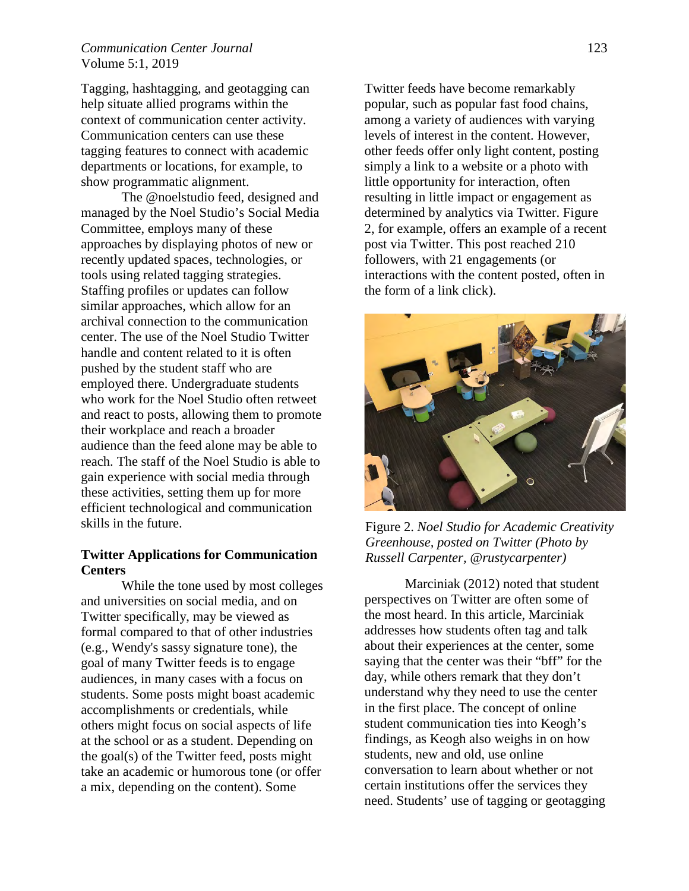Tagging, hashtagging, and geotagging can help situate allied programs within the context of communication center activity. Communication centers can use these tagging features to connect with academic departments or locations, for example, to show programmatic alignment.

The @noelstudio feed, designed and managed by the Noel Studio's Social Media Committee, employs many of these approaches by displaying photos of new or recently updated spaces, technologies, or tools using related tagging strategies. Staffing profiles or updates can follow similar approaches, which allow for an archival connection to the communication center. The use of the Noel Studio Twitter handle and content related to it is often pushed by the student staff who are employed there. Undergraduate students who work for the Noel Studio often retweet and react to posts, allowing them to promote their workplace and reach a broader audience than the feed alone may be able to reach. The staff of the Noel Studio is able to gain experience with social media through these activities, setting them up for more efficient technological and communication skills in the future.

**Twitter Applications for Communication Centers**

While the tone used by most colleges and universities on social media, and on Twitter specifically, may be viewed as formal compared to that of other industries (e.g., Wendy's sassy signature tone), the goal of many Twitter feeds is to engage audiences, in many cases with a focus on students. Some posts might boast academic accomplishments or credentials, while others might focus on social aspects of life at the school or as a student. Depending on the goal(s) of the Twitter feed, posts might take an academic or humorous tone (or offer a mix, depending on the content). Some Twitter feeds have become remarkably popular, such as popular fast food chains, among a variety of audiences with varying levels of interest in the content. However, other feeds offer only light content, posting simply a link to a website or a photo with little opportunity for interaction, often resulting in little impact or engagement as determined by analytics via Twitter. Figure 2, for example, offers an example of a recent post via Twitter. This post reached 210 followers, with 21 engagements (or interactions with the content posted, often in the form of a link click).

Figure 2. *Noel Studio for Academic Creativity Greenhouse, posted on Twitter (Photo by Russell Carpenter, @rustycarpenter)*

Marciniak (2012) noted that student perspectives on Twitter are often some of the most heard. In this article, Marciniak addresses how students often tag and talk about their experiences at the center, some saying that the center was their "bff" for the day, while others remark that they don't understand why they need to use the center in the first place. The concept of online student communication ties into Keogh's findings, as Keogh also weighs in on how students, new and old, use online conversation to learn about whether or not certain institutions offer the services they need. Students' use of tagging or geotagging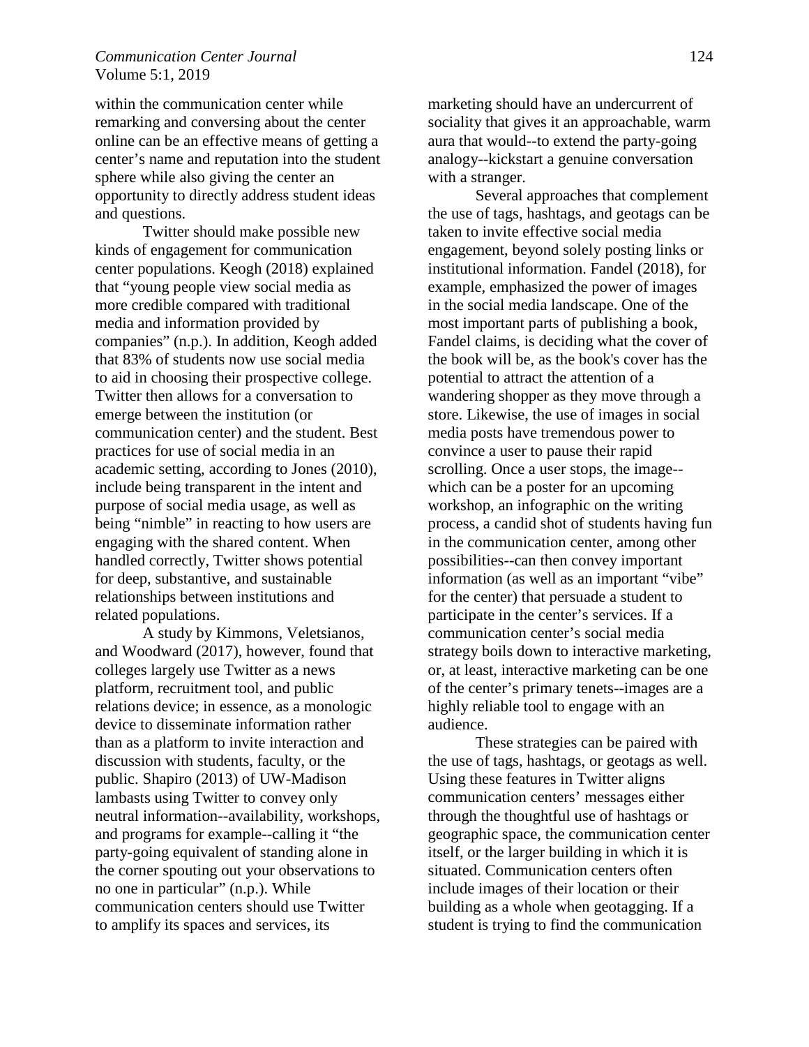within the communication center while remarking and conversing about the center online can be an effective means of getting a center's name and reputation into the student sphere while also giving the center an opportunity to directly address student ideas and questions.

Twitter should make possible new kinds of engagement for communication center populations. Keogh (2018) explained that "young people view social media as more credible compared with traditional media and information provided by companies" (n.p.). In addition, Keogh added that 83% of students now use social media to aid in choosing their prospective college. Twitter then allows for a conversation to emerge between the institution (or communication center) and the student. Best practices for use of social media in an academic setting, according to Jones (2010), include being transparent in the intent and purpose of social media usage, as well as being "nimble" in reacting to how users are engaging with the shared content. When handled correctly, Twitter shows potential for deep, substantive, and sustainable relationships between institutions and related populations.

A study by Kimmons, Veletsianos, and Woodward (2017), however, found that colleges largely use Twitter as a news platform, recruitment tool, and public relations device; in essence, as a monologic device to disseminate information rather than as a platform to invite interaction and discussion with students, faculty, or the public. Shapiro (2013) of UW-Madison lambasts using Twitter to convey only neutral information--availability, workshops, and programs for example--calling it "the party-going equivalent of standing alone in the corner spouting out your observations to no one in particular" (n.p.). While communication centers should use Twitter to amplify its spaces and services, its marketing should have an undercurrent of sociality that gives it an approachable, warm aura that would--to extend the party-going analogy--kickstart a genuine conversation with a stranger.

Several approaches that complement the use of tags, hashtags, and geotags can be taken to invite effective social media engagement, beyond solely posting links or institutional information. Fandel (2018), for example, emphasized the power of images in the social media landscape. One of the most important parts of publishing a book, Fandel claims, is deciding what the cover of the book will be, as the book's cover has the potential to attract the attention of a wandering shopper as they move through a store. Likewise, the use of images in social media posts have tremendous power to convince a user to pause their rapid scrolling. Once a user stops, the image--which can be a poster for an upcoming workshop, an infographic on the writing process, a candid shot of students having fun in the communication center, among other possibilities--can then convey important information (as well as an important "vibe" for the center) that persuade a student to participate in the center's services. If a communication center's social media strategy boils down to interactive marketing, or, at least, interactive marketing can be one of the center's primary tenets--images are a highly reliable tool to engage with an audience.

These strategies can be paired with the use of tags, hashtags, or geotags as well. Using these features in Twitter aligns communication centers' messages either through the thoughtful use of hashtags or geographic space, the communication center itself, or the larger building in which it is situated. Communication centers often include images of their location or their building as a whole when geotagging. If a student is trying to find the communication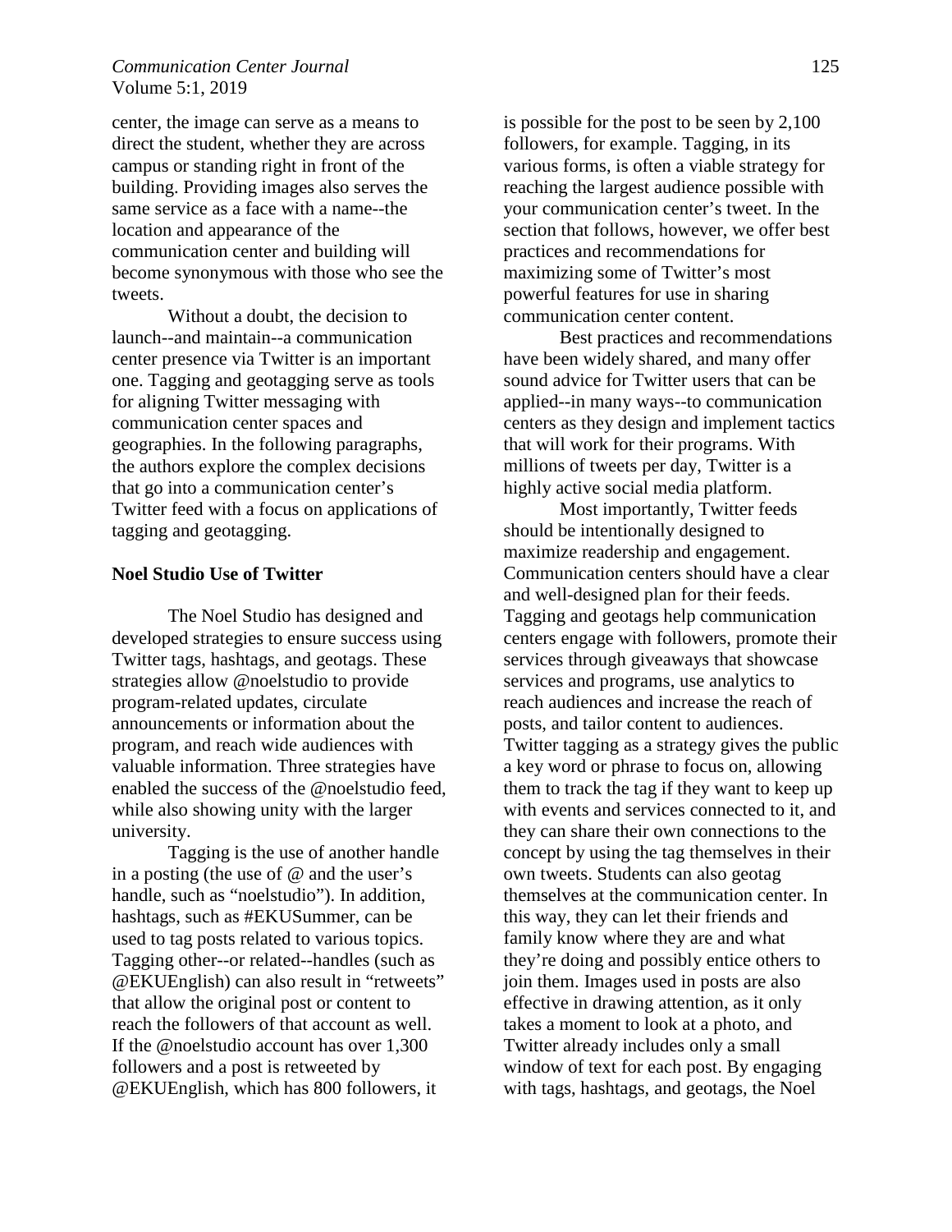center, the image can serve as a means to direct the student, whether they are across campus or standing right in front of the building. Providing images also serves the same service as a face with a name--the location and appearance of the communication center and building will become synonymous with those who see the tweets.

Without a doubt, the decision to launch--and maintain--a communication center presence via Twitter is an important one. Tagging and geotagging serve as tools for aligning Twitter messaging with communication center spaces and geographies. In the following paragraphs, the authors explore the complex decisions that go into a communication center's Twitter feed with a focus on applications of tagging and geotagging.

**Noel Studio Use of Twitter**

The Noel Studio has designed and developed strategies to ensure success using Twitter tags, hashtags, and geotags. These strategies allow @noelstudio to provide program-related updates, circulate announcements or information about the program, and reach wide audiences with valuable information. Three strategies have enabled the success of the @noelstudio feed, while also showing unity with the larger university.

Tagging is the use of another handle in a posting (the use of @ and the user's handle, such as "noelstudio"). In addition, hashtags, such as #EKUSummer, can be used to tag posts related to various topics. Tagging other--or related--handles (such as @EKUEnglish) can also result in "retweets" that allow the original post or content to reach the followers of that account as well. If the @noelstudio account has over 1,300 followers and a post is retweeted by @EKUEnglish, which has 800 followers, it is possible for the post to be seen by 2,100 followers, for example. Tagging, in its various forms, is often a viable strategy for reaching the largest audience possible with your communication center's tweet. In the section that follows, however, we offer best practices and recommendations for maximizing some of Twitter's most powerful features for use in sharing communication center content.

Best practices and recommendations have been widely shared, and many offer sound advice for Twitter users that can be applied--in many ways--to communication centers as they design and implement tactics that will work for their programs. With millions of tweets per day, Twitter is a highly active social media platform.

Most importantly, Twitter feeds should be intentionally designed to maximize readership and engagement. Communication centers should have a clear and well-designed plan for their feeds. Tagging and geotags help communication centers engage with followers, promote their services through giveaways that showcase services and programs, use analytics to reach audiences and increase the reach of posts, and tailor content to audiences. Twitter tagging as a strategy gives the public a key word or phrase to focus on, allowing them to track the tag if they want to keep up with events and services connected to it, and they can share their own connections to the concept by using the tag themselves in their own tweets. Students can also geotag themselves at the communication center. In this way, they can let their friends and family know where they are and what they're doing and possibly entice others to join them. Images used in posts are also effective in drawing attention, as it only takes a moment to look at a photo, and Twitter already includes only a small window of text for each post. By engaging with tags, hashtags, and geotags, the Noel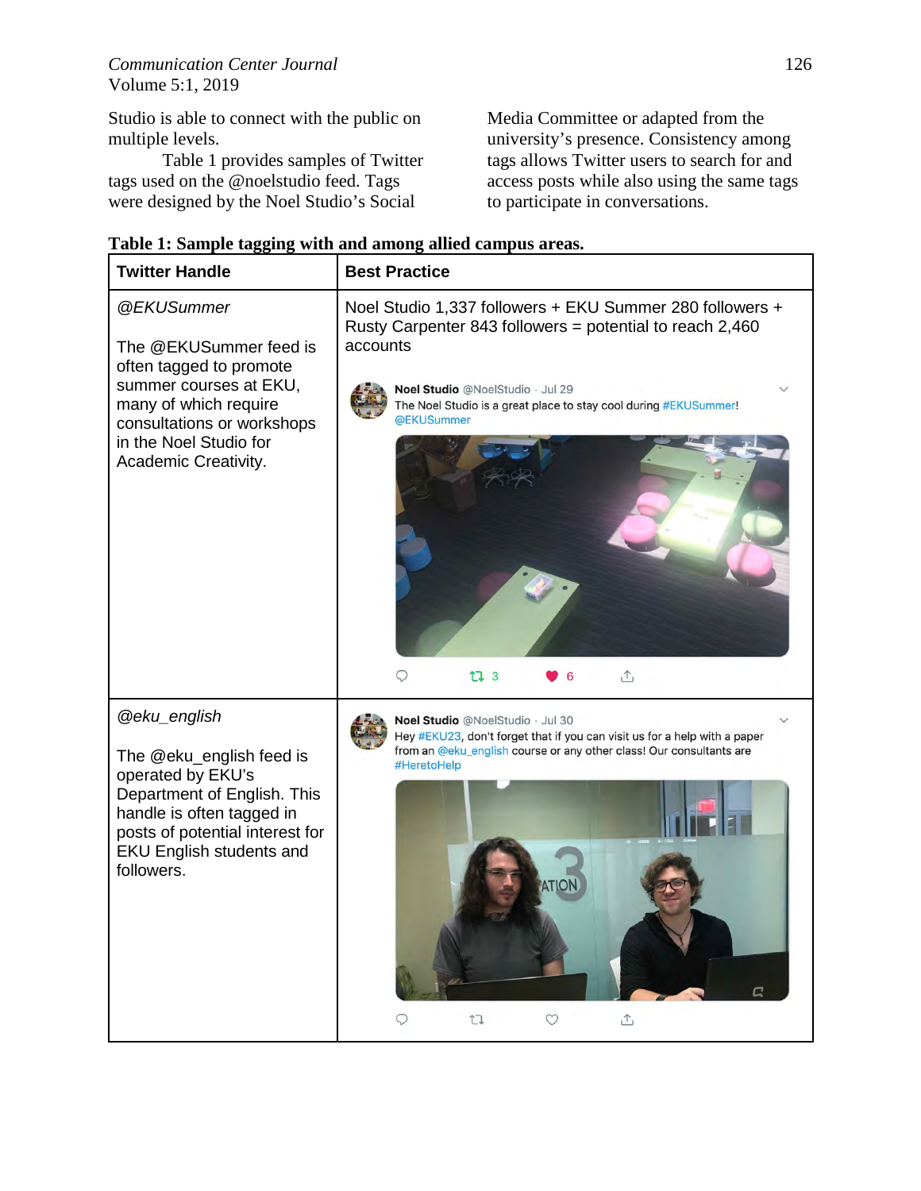Studio is able to connect with the public on multiple levels.

Table 1 provides samples of Twitter tags used on the @noelstudio feed. Tags were designed by the Noel Studio's Social Media Committee or adapted from the university's presence. Consistency among tags allows Twitter users to search for and access posts while also using the same tags to participate in conversations.

**Table 1: Sample tagging with and among allied campus areas.**

| Twitter Handle | Best Practice |
| --- | --- |
| *@EKUSummer*<br><br>The @EKUSummer feed is often tagged to promote summer courses at EKU, many of which require consultations or workshops in the Noel Studio for Academic Creativity. | Noel Studio 1,337 followers + EKU Summer 280 followers + Rusty Carpenter 843 followers = potential to reach 2,460 accounts<br><br>Noel Studio @NoelStudio · Jul 29<br>The Noel Studio is a great place to stay cool during #EKUSummer! @EKUSummer<br>3 6 |
| *@eku_english*<br><br>The @eku_english feed is operated by EKU's Department of English. This handle is often tagged in posts of potential interest for EKU English students and followers. | Noel Studio @NoelStudio · Jul 30<br>Hey #EKU23, don't forget that if you can visit us for a help with a paper from an @eku_english course or any other class! Our consultants are #HeretoHelp |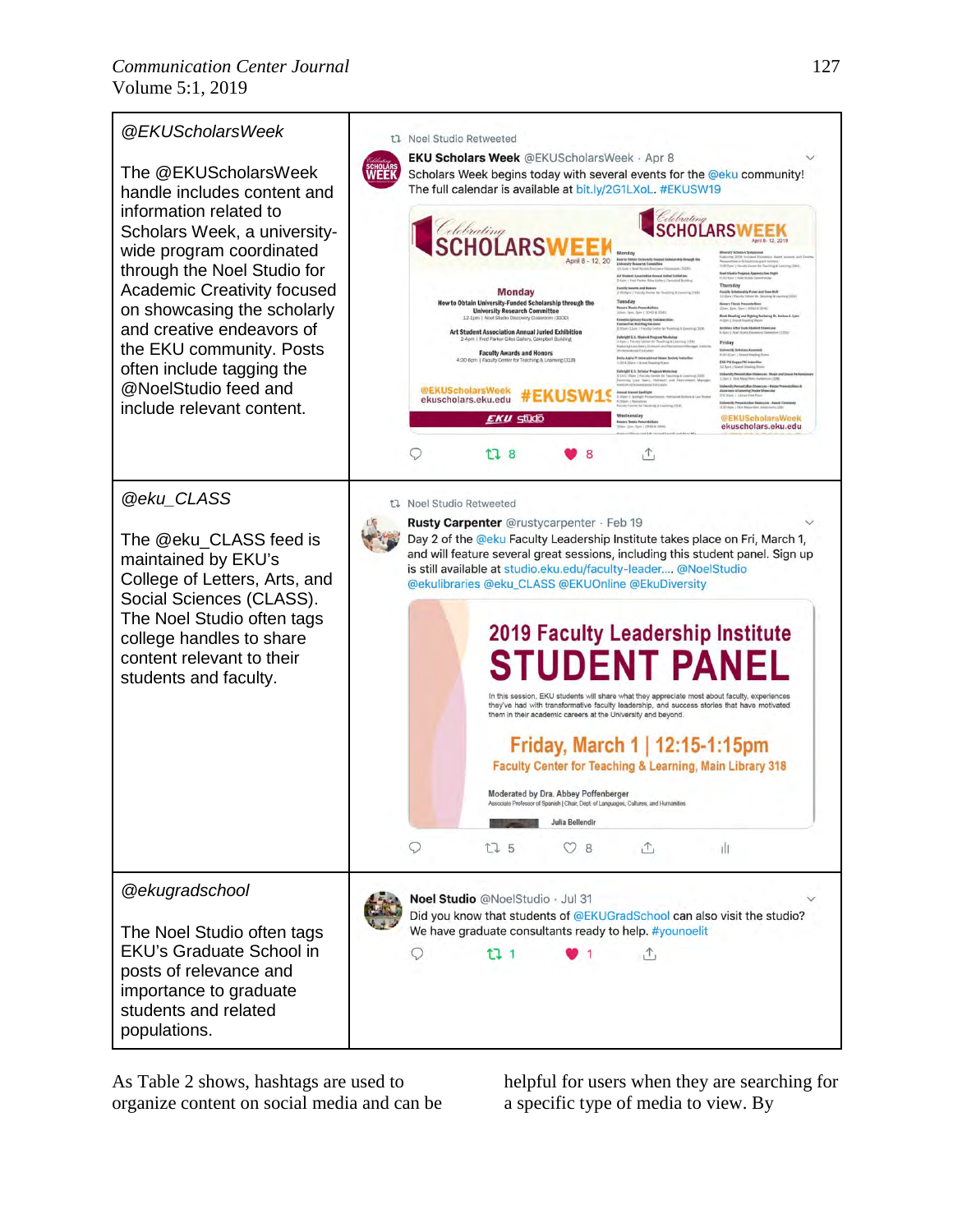| | |
|---|---|
| *@EKUScholarsWeek*<br><br>The @EKUScholarsWeek handle includes content and information related to Scholars Week, a university-wide program coordinated through the Noel Studio for Academic Creativity focused on showcasing the scholarly and creative endeavors of the EKU community. Posts often include tagging the @NoelStudio feed and include relevant content. | Noel Studio Retweeted<br>EKU Scholars Week @EKUScholarsWeek · Apr 8<br>Scholars Week begins today with several events for the @eku community! The full calendar is available at bit.ly/2G1LXoL. #EKUSW19 |
| *@eku_CLASS*<br><br>The @eku_CLASS feed is maintained by EKU's College of Letters, Arts, and Social Sciences (CLASS). The Noel Studio often tags college handles to share content relevant to their students and faculty. | Noel Studio Retweeted<br>Rusty Carpenter @rustycarpenter · Feb 19<br>Day 2 of the @eku Faculty Leadership Institute takes place on Fri, March 1, and will feature several great sessions, including this student panel. Sign up is still available at studio.eku.edu/faculty-leader.... @NoelStudio @ekulibraries @eku_CLASS @EKUOnline @EkuDiversity |
| *@ekugradschool*<br><br>The Noel Studio often tags EKU's Graduate School in posts of relevance and importance to graduate students and related populations. | Noel Studio @NoelStudio · Jul 31<br>Did you know that students of @EKUGradSchool can also visit the studio? We have graduate consultants ready to help. #younoelit |

As Table 2 shows, hashtags are used to organize content on social media and can be helpful for users when they are searching for a specific type of media to view. By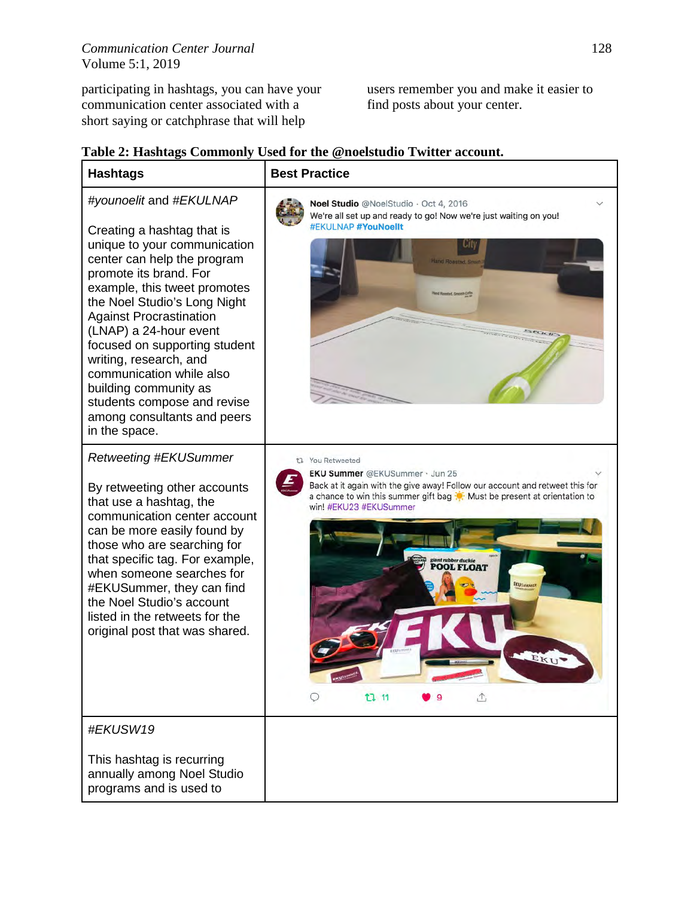participating in hashtags, you can have your communication center associated with a short saying or catchphrase that will help users remember you and make it easier to find posts about your center.

**Table 2: Hashtags Commonly Used for the @noelstudio Twitter account.**

| Hashtags | Best Practice |
|---|---|
| *#younoelit* and *#EKULNAP* <br><br> Creating a hashtag that is unique to your communication center can help the program promote its brand. For example, this tweet promotes the Noel Studio's Long Night Against Procrastination (LNAP) a 24-hour event focused on supporting student writing, research, and communication while also building community as students compose and revise among consultants and peers in the space. | Noel Studio @NoelStudio · Oct 4, 2016 <br> We're all set up and ready to go! Now we're just waiting on you! <br> #EKULNAP #YouNoelIt |
| *Retweeting #EKUSummer* <br><br> By retweeting other accounts that use a hashtag, the communication center account can be more easily found by those who are searching for that specific tag. For example, when someone searches for #EKUSummer, they can find the Noel Studio's account listed in the retweets for the original post that was shared. | You Retweeted <br> EKU Summer @EKUSummer · Jun 25 <br> Back at it again with the give away! Follow our account and retweet this for a chance to win this summer gift bag ☀️ Must be present at orientation to win! #EKU23 #EKUSummer <br> 11 9 |
| *#EKUSW19* <br><br> This hashtag is recurring annually among Noel Studio programs and is used to | |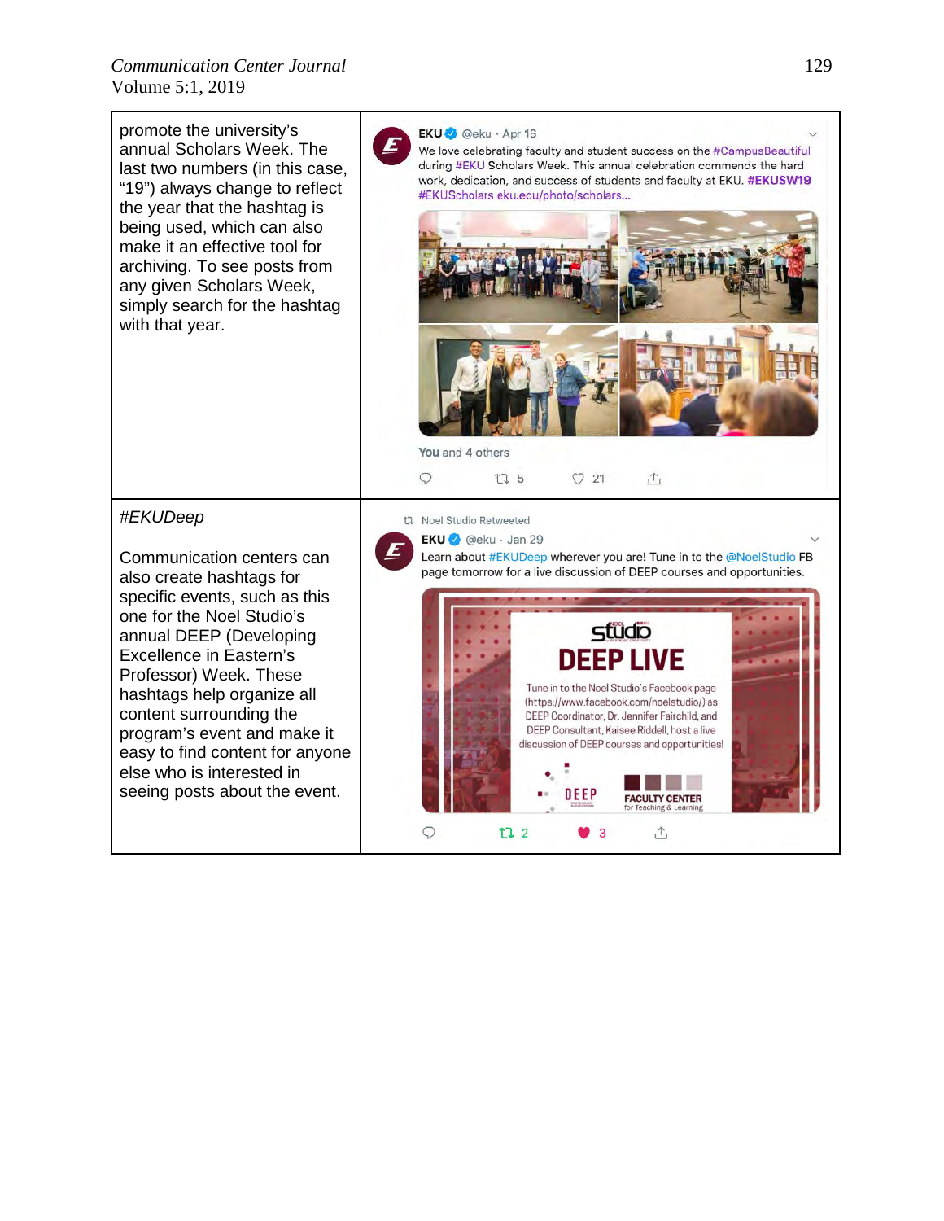| | |
|---|---|
| promote the university's annual Scholars Week. The last two numbers (in this case, "19") always change to reflect the year that the hashtag is being used, which can also make it an effective tool for archiving. To see posts from any given Scholars Week, simply search for the hashtag with that year. | EKU @eku · Apr 16<br>We love celebrating faculty and student success on the #CampusBeautiful during #EKU Scholars Week. This annual celebration commends the hard work, dedication, and success of students and faculty at EKU. #EKUSW19 #EKUScholars eku.edu/photo/scholars...<br>You and 4 others<br>5 21 |
| *#EKUDeep*<br><br>Communication centers can also create hashtags for specific events, such as this one for the Noel Studio's annual DEEP (Developing Excellence in Eastern's Professor) Week. These hashtags help organize all content surrounding the program's event and make it easy to find content for anyone else who is interested in seeing posts about the event. | Noel Studio Retweeted<br>EKU @eku · Jan 29<br>Learn about #EKUDeep wherever you are! Tune in to the @NoelStudio FB page tomorrow for a live discussion of DEEP courses and opportunities.<br>studio<br>DEEP LIVE<br>Tune in to the Noel Studio's Facebook page (https://www.facebook.com/noelstudio/) as DEEP Coordinator, Dr. Jennifer Fairchild, and DEEP Consultant, Kaisee Riddell, host a live discussion of DEEP courses and opportunities!<br>DEEP FACULTY CENTER for Teaching & Learning<br>2 3 |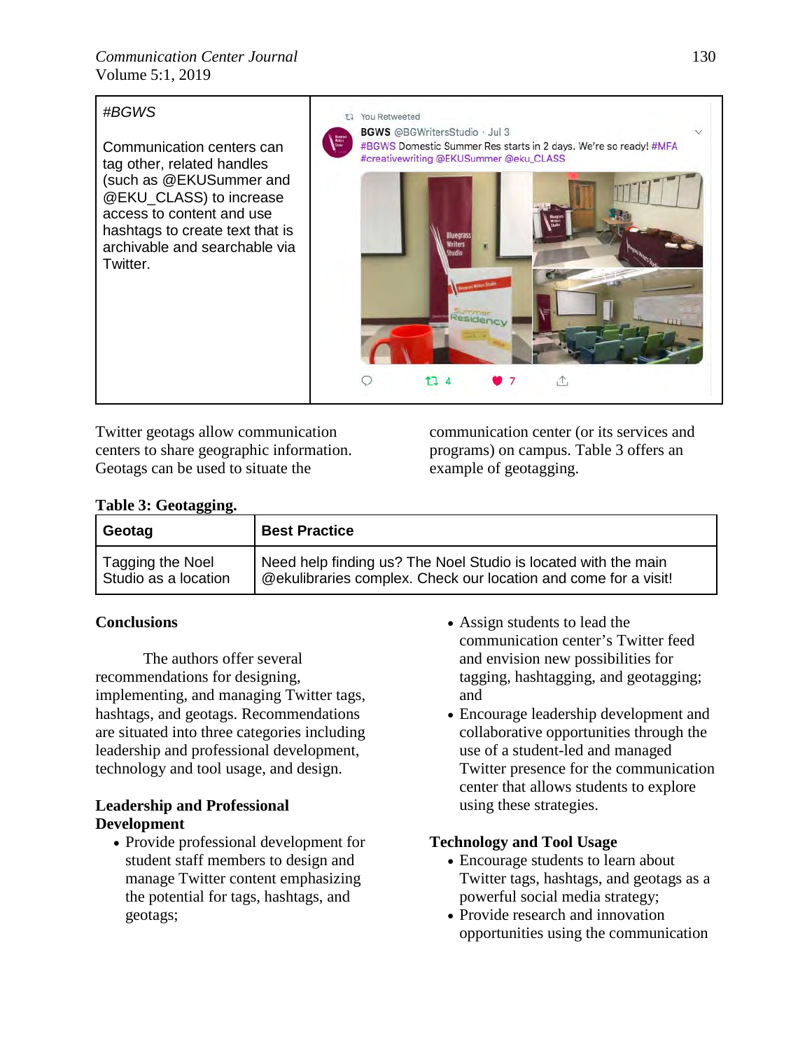| #BGWS<br><br>Communication centers can tag other, related handles (such as @EKUSummer and @EKU_CLASS) to increase access to content and use hashtags to create text that is archivable and searchable via Twitter. | You Retweeted<br>BGWS @BGWritersStudio · Jul 3<br>#BGWS Domestic Summer Res starts in 2 days. We're so ready! #MFA #creativewriting @EKUSummer @eku_CLASS |
|---|---|

Twitter geotags allow communication centers to share geographic information. Geotags can be used to situate the communication center (or its services and programs) on campus. Table 3 offers an example of geotagging.

**Table 3: Geotagging.**

| Geotag | Best Practice |
|---|---|
| Tagging the Noel Studio as a location | Need help finding us? The Noel Studio is located with the main @ekulibraries complex. Check our location and come for a visit! |

## Conclusions

The authors offer several recommendations for designing, implementing, and managing Twitter tags, hashtags, and geotags. Recommendations are situated into three categories including leadership and professional development, technology and tool usage, and design.

### Leadership and Professional Development

- Provide professional development for student staff members to design and manage Twitter content emphasizing the potential for tags, hashtags, and geotags;
- Assign students to lead the communication center's Twitter feed and envision new possibilities for tagging, hashtagging, and geotagging; and
- Encourage leadership development and collaborative opportunities through the use of a student-led and managed Twitter presence for the communication center that allows students to explore using these strategies.

### Technology and Tool Usage

- Encourage students to learn about Twitter tags, hashtags, and geotags as a powerful social media strategy;
- Provide research and innovation opportunities using the communication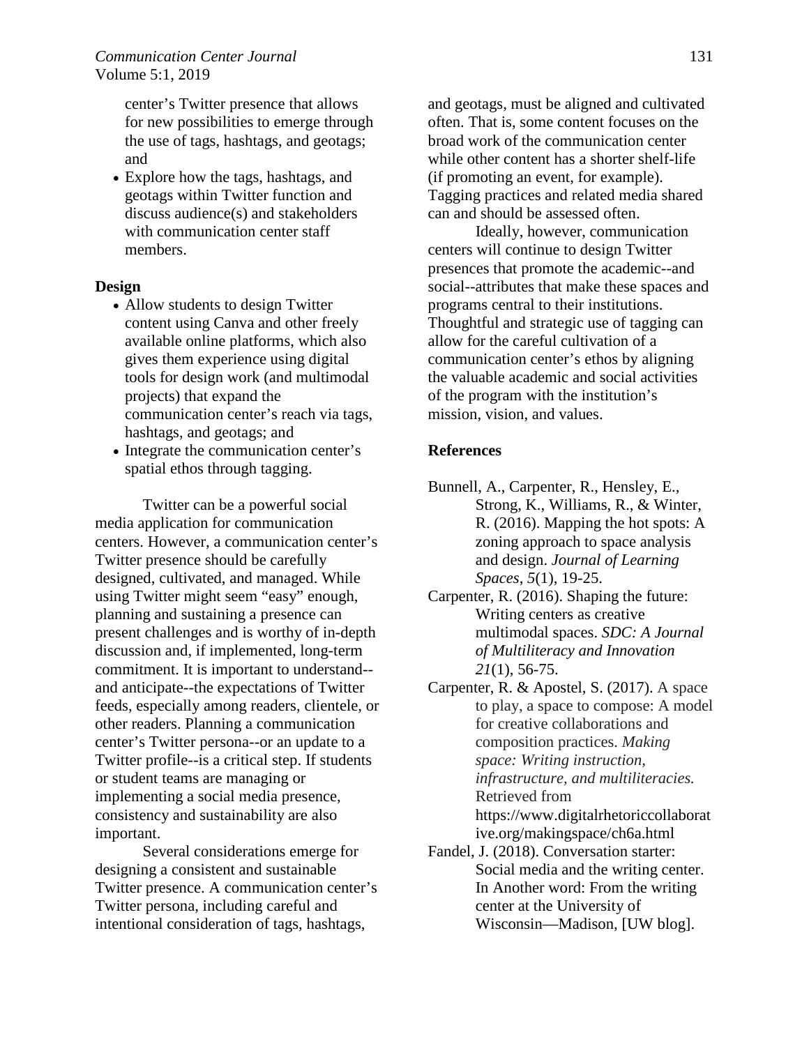center's Twitter presence that allows for new possibilities to emerge through the use of tags, hashtags, and geotags; and
- Explore how the tags, hashtags, and geotags within Twitter function and discuss audience(s) and stakeholders with communication center staff members.

**Design**

- Allow students to design Twitter content using Canva and other freely available online platforms, which also gives them experience using digital tools for design work (and multimodal projects) that expand the communication center's reach via tags, hashtags, and geotags; and
- Integrate the communication center's spatial ethos through tagging.

Twitter can be a powerful social media application for communication centers. However, a communication center's Twitter presence should be carefully designed, cultivated, and managed. While using Twitter might seem "easy" enough, planning and sustaining a presence can present challenges and is worthy of in-depth discussion and, if implemented, long-term commitment. It is important to understand--and anticipate--the expectations of Twitter feeds, especially among readers, clientele, or other readers. Planning a communication center's Twitter persona--or an update to a Twitter profile--is a critical step. If students or student teams are managing or implementing a social media presence, consistency and sustainability are also important.

Several considerations emerge for designing a consistent and sustainable Twitter presence. A communication center's Twitter persona, including careful and intentional consideration of tags, hashtags, and geotags, must be aligned and cultivated often. That is, some content focuses on the broad work of the communication center while other content has a shorter shelf-life (if promoting an event, for example). Tagging practices and related media shared can and should be assessed often.

Ideally, however, communication centers will continue to design Twitter presences that promote the academic--and social--attributes that make these spaces and programs central to their institutions. Thoughtful and strategic use of tagging can allow for the careful cultivation of a communication center's ethos by aligning the valuable academic and social activities of the program with the institution's mission, vision, and values.

**References**

Bunnell, A., Carpenter, R., Hensley, E., Strong, K., Williams, R., & Winter, R. (2016). Mapping the hot spots: A zoning approach to space analysis and design. *Journal of Learning Spaces*, *5*(1), 19-25.

Carpenter, R. (2016). Shaping the future: Writing centers as creative multimodal spaces. *SDC: A Journal of Multiliteracy and Innovation 21*(1), 56-75.

Carpenter, R. & Apostel, S. (2017). A space to play, a space to compose: A model for creative collaborations and composition practices. *Making space: Writing instruction, infrastructure, and multiliteracies.* Retrieved from https://www.digitalrhetoriccollaborative.org/makingspace/ch6a.html

Fandel, J. (2018). Conversation starter: Social media and the writing center. In Another word: From the writing center at the University of Wisconsin—Madison, [UW blog].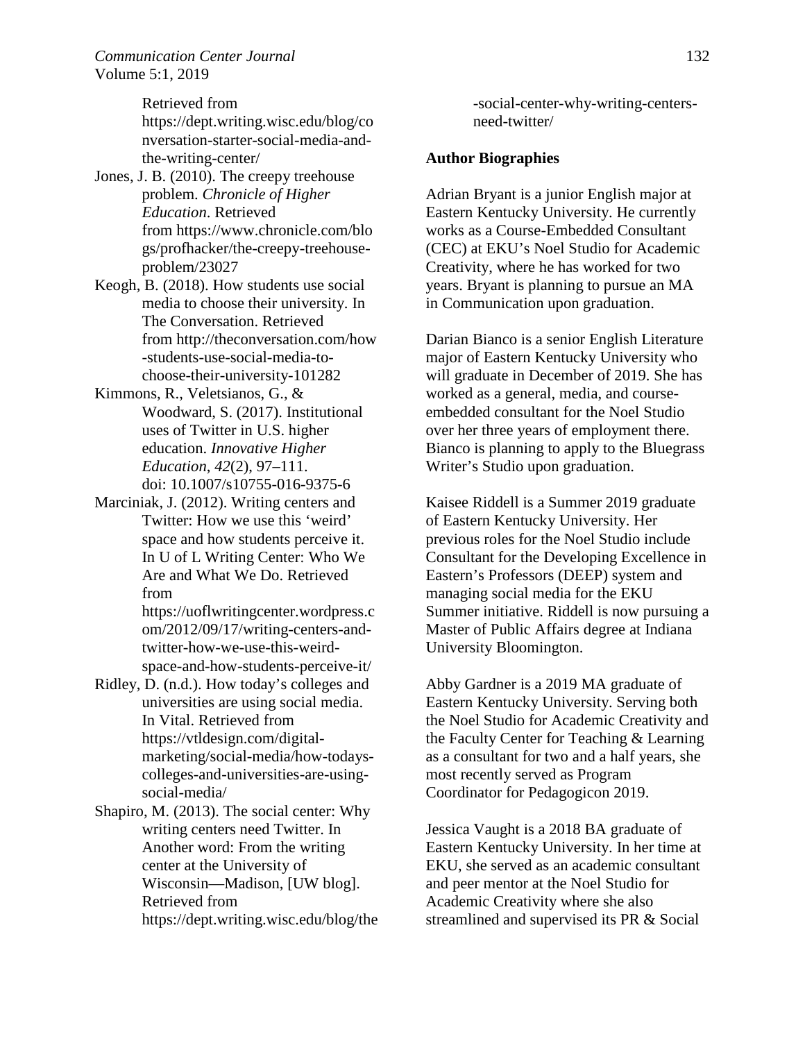Retrieved from https://dept.writing.wisc.edu/blog/conversation-starter-social-media-and-the-writing-center/

Jones, J. B. (2010). The creepy treehouse problem. *Chronicle of Higher Education*. Retrieved from https://www.chronicle.com/blogs/profhacker/the-creepy-treehouse-problem/23027

Keogh, B. (2018). How students use social media to choose their university. In The Conversation. Retrieved from http://theconversation.com/how-students-use-social-media-to-choose-their-university-101282

Kimmons, R., Veletsianos, G., & Woodward, S. (2017). Institutional uses of Twitter in U.S. higher education. *Innovative Higher Education*, *42*(2), 97–111. doi: 10.1007/s10755-016-9375-6

Marciniak, J. (2012). Writing centers and Twitter: How we use this 'weird' space and how students perceive it. In U of L Writing Center: Who We Are and What We Do. Retrieved from https://uoflwritingcenter.wordpress.com/2012/09/17/writing-centers-and-twitter-how-we-use-this-weird-space-and-how-students-perceive-it/

Ridley, D. (n.d.). How today's colleges and universities are using social media. In Vital. Retrieved from https://vtldesign.com/digital-marketing/social-media/how-todays-colleges-and-universities-are-using-social-media/

Shapiro, M. (2013). The social center: Why writing centers need Twitter. In Another word: From the writing center at the University of Wisconsin—Madison, [UW blog]. Retrieved from https://dept.writing.wisc.edu/blog/the-social-center-why-writing-centers-need-twitter/

**Author Biographies**

Adrian Bryant is a junior English major at Eastern Kentucky University. He currently works as a Course-Embedded Consultant (CEC) at EKU's Noel Studio for Academic Creativity, where he has worked for two years. Bryant is planning to pursue an MA in Communication upon graduation.

Darian Bianco is a senior English Literature major of Eastern Kentucky University who will graduate in December of 2019. She has worked as a general, media, and course-embedded consultant for the Noel Studio over her three years of employment there. Bianco is planning to apply to the Bluegrass Writer's Studio upon graduation.

Kaisee Riddell is a Summer 2019 graduate of Eastern Kentucky University. Her previous roles for the Noel Studio include Consultant for the Developing Excellence in Eastern's Professors (DEEP) system and managing social media for the EKU Summer initiative. Riddell is now pursuing a Master of Public Affairs degree at Indiana University Bloomington.

Abby Gardner is a 2019 MA graduate of Eastern Kentucky University. Serving both the Noel Studio for Academic Creativity and the Faculty Center for Teaching & Learning as a consultant for two and a half years, she most recently served as Program Coordinator for Pedagogicon 2019.

Jessica Vaught is a 2018 BA graduate of Eastern Kentucky University. In her time at EKU, she served as an academic consultant and peer mentor at the Noel Studio for Academic Creativity where she also streamlined and supervised its PR & Social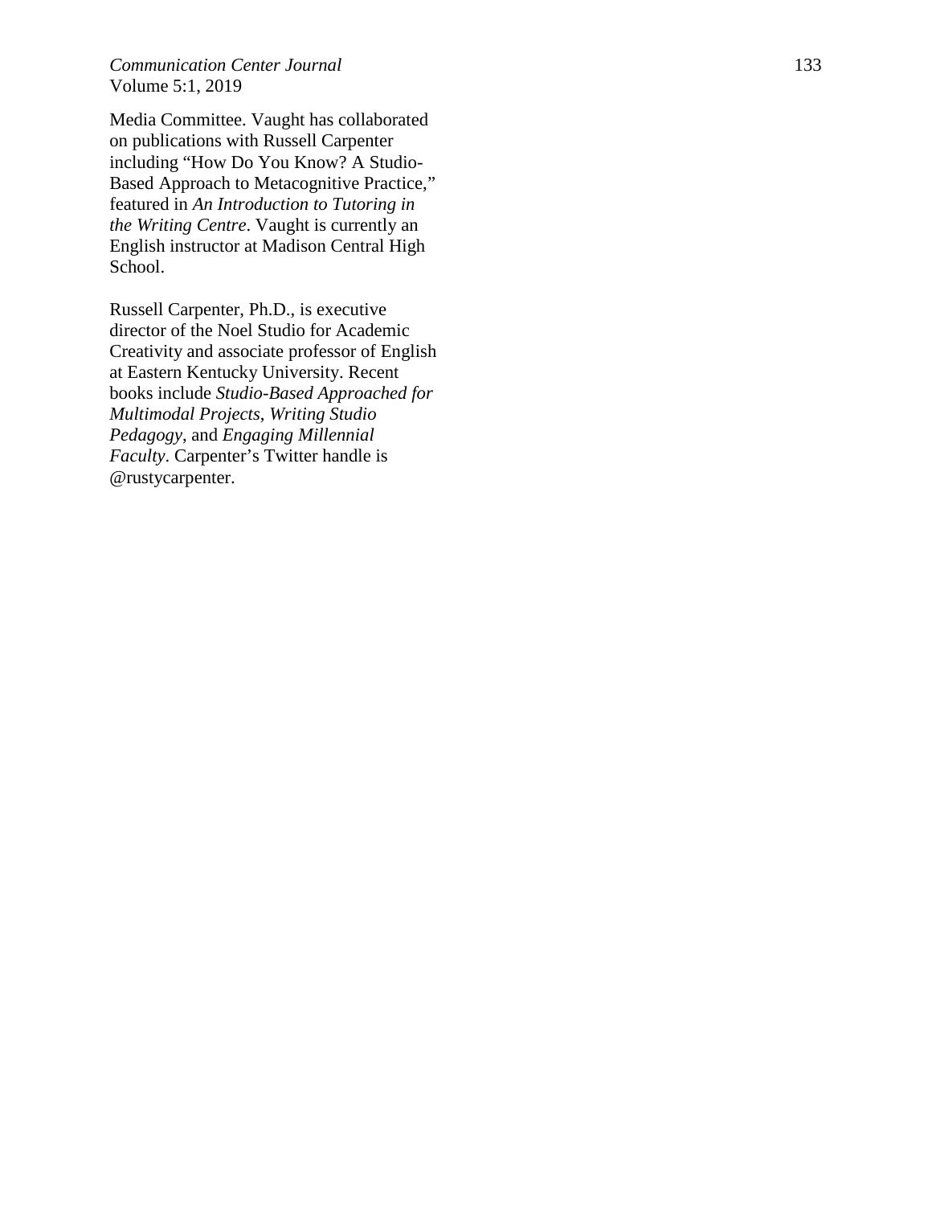Media Committee. Vaught has collaborated on publications with Russell Carpenter including "How Do You Know? A Studio-Based Approach to Metacognitive Practice," featured in *An Introduction to Tutoring in the Writing Centre*. Vaught is currently an English instructor at Madison Central High School.

Russell Carpenter, Ph.D., is executive director of the Noel Studio for Academic Creativity and associate professor of English at Eastern Kentucky University. Recent books include *Studio-Based Approached for Multimodal Projects*, *Writing Studio Pedagogy*, and *Engaging Millennial Faculty*. Carpenter's Twitter handle is @rustycarpenter.